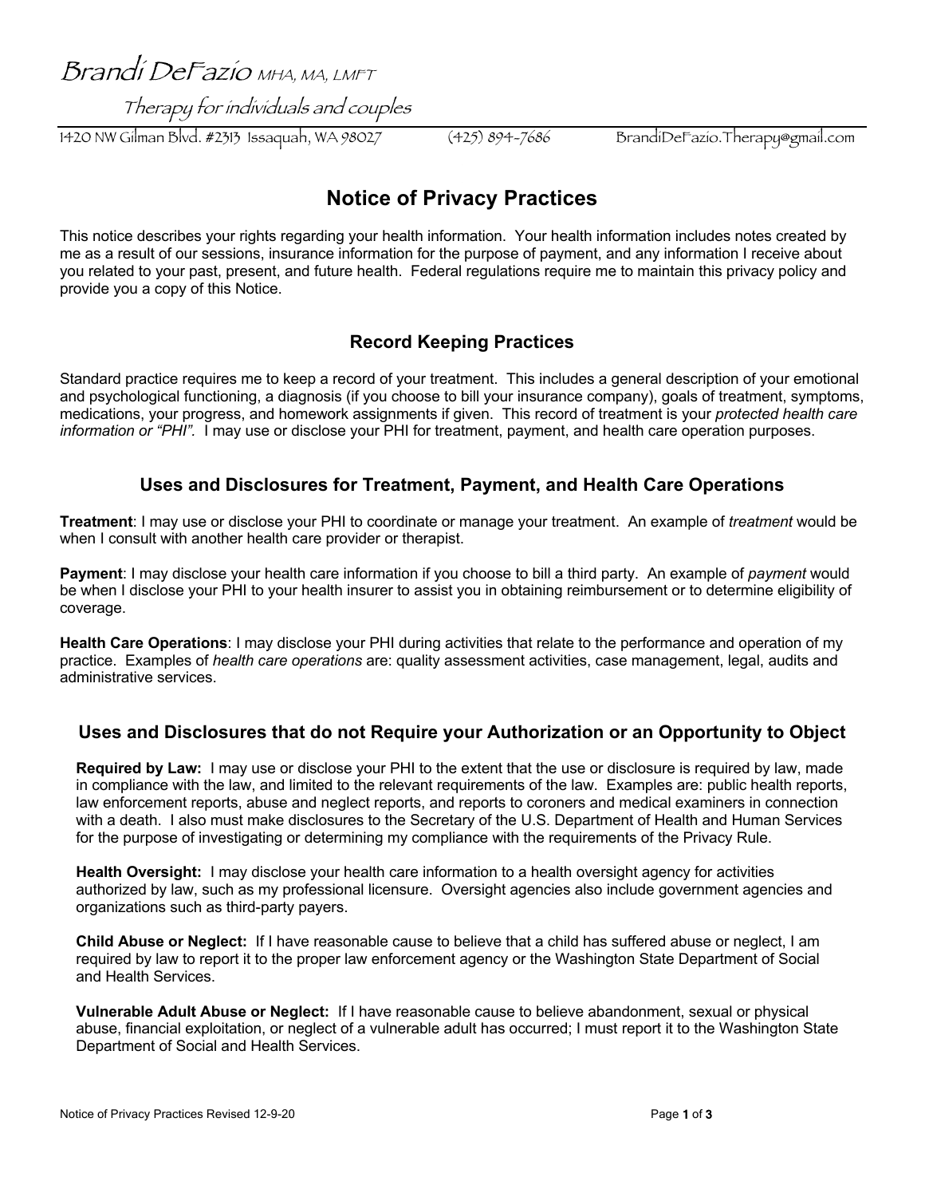Brandi DeFazio MHA, MA, LMFT

Therapy for individuals and couples

1420 NW Gilman Blvd. #2313 Issaquah, WA 98027 (425) 894-7686 BrandiDeFazio.Therapy@gmail.com

# Notice of Privacy Practices

This notice describes your rights regarding your health information. Your health information includes notes created by me as a result of our sessions, insurance information for the purpose of payment, and any information I receive about you related to your past, present, and future health. Federal regulations require me to maintain this privacy policy and provide you a copy of this Notice.

## Record Keeping Practices

Standard practice requires me to keep a record of your treatment. This includes a general description of your emotional and psychological functioning, a diagnosis (if you choose to bill your insurance company), goals of treatment, symptoms, medications, your progress, and homework assignments if given. This record of treatment is your *protected health care information or "PHI".* I may use or disclose your PHI for treatment, payment, and health care operation purposes.

## Uses and Disclosures for Treatment, Payment, and Health Care Operations

**Treatment**: I may use or disclose your PHI to coordinate or manage your treatment. An example of *treatment* would be when I consult with another health care provider or therapist.

**Payment**: I may disclose your health care information if you choose to bill a third party. An example of *payment* would be when I disclose your PHI to your health insurer to assist you in obtaining reimbursement or to determine eligibility of coverage.

**Health Care Operations**: I may disclose your PHI during activities that relate to the performance and operation of my practice. Examples of *health care operations* are: quality assessment activities, case management, legal, audits and administrative services.

## Uses and Disclosures that do not Require your Authorization or an Opportunity to Object

**Required by Law:** I may use or disclose your PHI to the extent that the use or disclosure is required by law, made in compliance with the law, and limited to the relevant requirements of the law. Examples are: public health reports, law enforcement reports, abuse and neglect reports, and reports to coroners and medical examiners in connection with a death. I also must make disclosures to the Secretary of the U.S. Department of Health and Human Services for the purpose of investigating or determining my compliance with the requirements of the Privacy Rule.

**Health Oversight:** I may disclose your health care information to a health oversight agency for activities authorized by law, such as my professional licensure. Oversight agencies also include government agencies and organizations such as third-party payers.

**Child Abuse or Neglect:** If I have reasonable cause to believe that a child has suffered abuse or neglect, I am required by law to report it to the proper law enforcement agency or the Washington State Department of Social and Health Services.

**Vulnerable Adult Abuse or Neglect:** If I have reasonable cause to believe abandonment, sexual or physical abuse, financial exploitation, or neglect of a vulnerable adult has occurred; I must report it to the Washington State Department of Social and Health Services.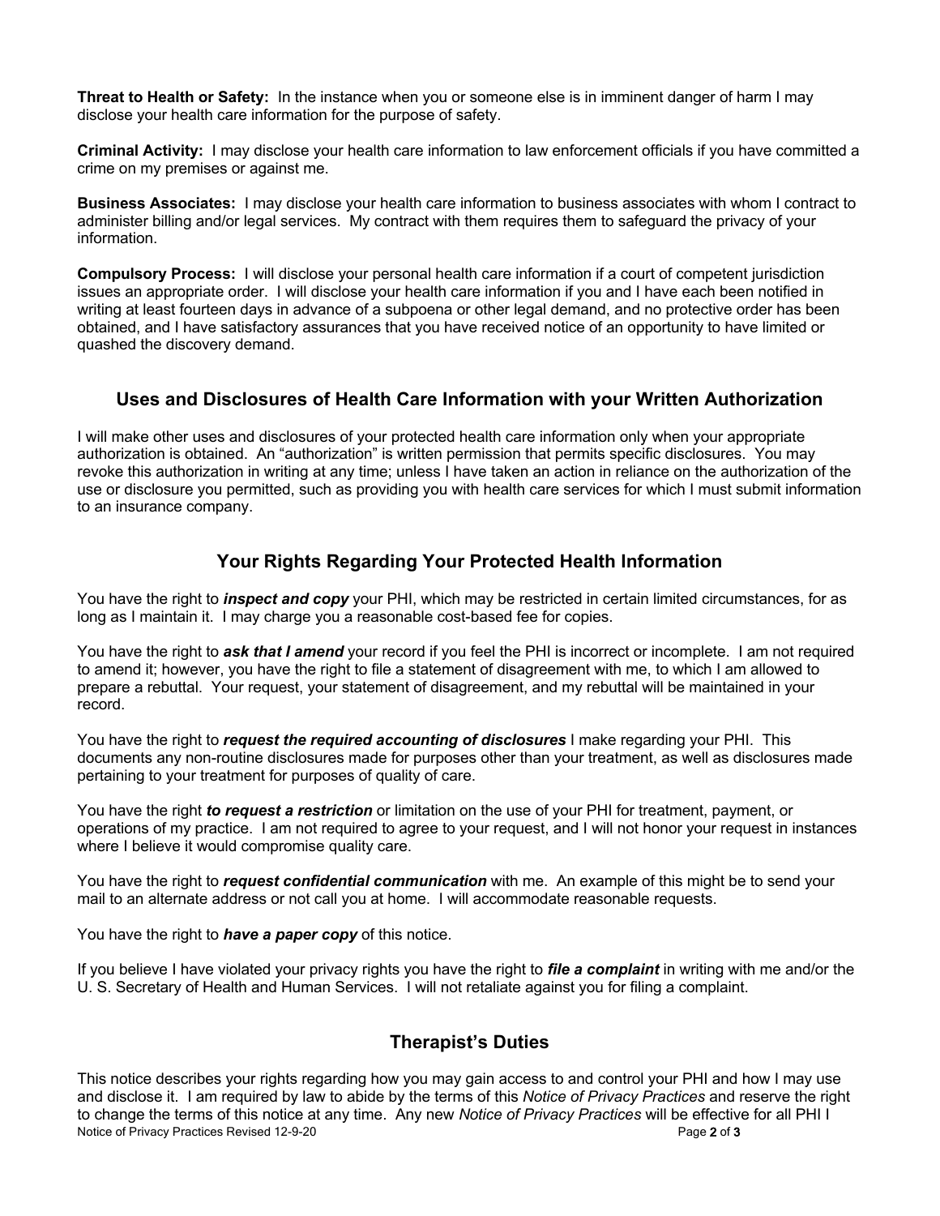**Threat to Health or Safety:** In the instance when you or someone else is in imminent danger of harm I may disclose your health care information for the purpose of safety.

**Criminal Activity:** I may disclose your health care information to law enforcement officials if you have committed a crime on my premises or against me.

**Business Associates:** I may disclose your health care information to business associates with whom I contract to administer billing and/or legal services. My contract with them requires them to safeguard the privacy of your information.

**Compulsory Process:** I will disclose your personal health care information if a court of competent jurisdiction issues an appropriate order. I will disclose your health care information if you and I have each been notified in writing at least fourteen days in advance of a subpoena or other legal demand, and no protective order has been obtained, and I have satisfactory assurances that you have received notice of an opportunity to have limited or quashed the discovery demand.

## Uses and Disclosures of Health Care Information with your Written Authorization

I will make other uses and disclosures of your protected health care information only when your appropriate authorization is obtained. An "authorization" is written permission that permits specific disclosures. You may revoke this authorization in writing at any time; unless I have taken an action in reliance on the authorization of the use or disclosure you permitted, such as providing you with health care services for which I must submit information to an insurance company.

## Your Rights Regarding Your Protected Health Information

You have the right to ***inspect and copy*** your PHI, which may be restricted in certain limited circumstances, for as long as I maintain it. I may charge you a reasonable cost-based fee for copies.

You have the right to ***ask that I amend*** your record if you feel the PHI is incorrect or incomplete. I am not required to amend it; however, you have the right to file a statement of disagreement with me, to which I am allowed to prepare a rebuttal. Your request, your statement of disagreement, and my rebuttal will be maintained in your record.

You have the right to ***request the required accounting of disclosures*** I make regarding your PHI. This documents any non-routine disclosures made for purposes other than your treatment, as well as disclosures made pertaining to your treatment for purposes of quality of care.

You have the right ***to request a restriction*** or limitation on the use of your PHI for treatment, payment, or operations of my practice. I am not required to agree to your request, and I will not honor your request in instances where I believe it would compromise quality care.

You have the right to ***request confidential communication*** with me. An example of this might be to send your mail to an alternate address or not call you at home. I will accommodate reasonable requests.

You have the right to ***have a paper copy*** of this notice.

If you believe I have violated your privacy rights you have the right to ***file a complaint*** in writing with me and/or the U. S. Secretary of Health and Human Services. I will not retaliate against you for filing a complaint.

## Therapist's Duties

This notice describes your rights regarding how you may gain access to and control your PHI and how I may use and disclose it. I am required by law to abide by the terms of this *Notice of Privacy Practices* and reserve the right to change the terms of this notice at any time. Any new *Notice of Privacy Practices* will be effective for all PHI I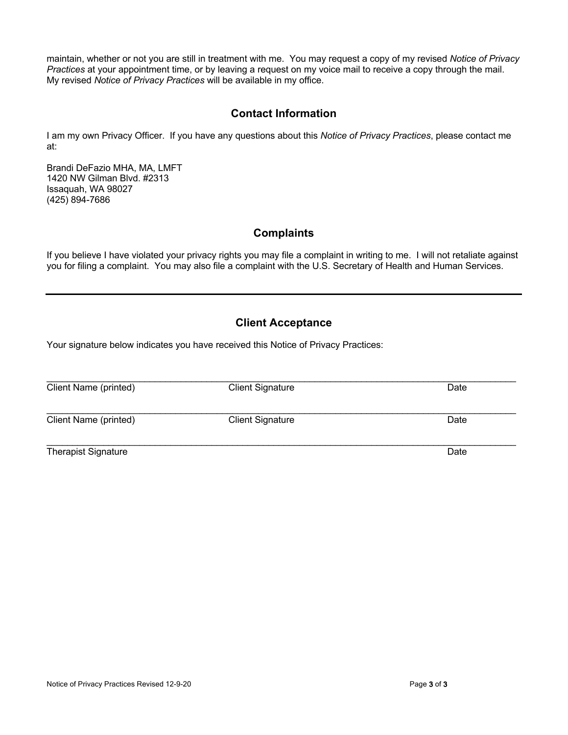maintain, whether or not you are still in treatment with me. You may request a copy of my revised *Notice of Privacy Practices* at your appointment time, or by leaving a request on my voice mail to receive a copy through the mail. My revised *Notice of Privacy Practices* will be available in my office.

## Contact Information

I am my own Privacy Officer. If you have any questions about this *Notice of Privacy Practices*, please contact me at:

Brandi DeFazio MHA, MA, LMFT
1420 NW Gilman Blvd. #2313
Issaquah, WA 98027
(425) 894-7686

## Complaints

If you believe I have violated your privacy rights you may file a complaint in writing to me. I will not retaliate against you for filing a complaint. You may also file a complaint with the U.S. Secretary of Health and Human Services.

---

## Client Acceptance

Your signature below indicates you have received this Notice of Privacy Practices:

______________________________________________________________________________

Client Name (printed) Client Signature Date

______________________________________________________________________________

Client Name (printed) Client Signature Date

______________________________________________________________________________

Therapist Signature Date

Notice of Privacy Practices Revised 12-9-20